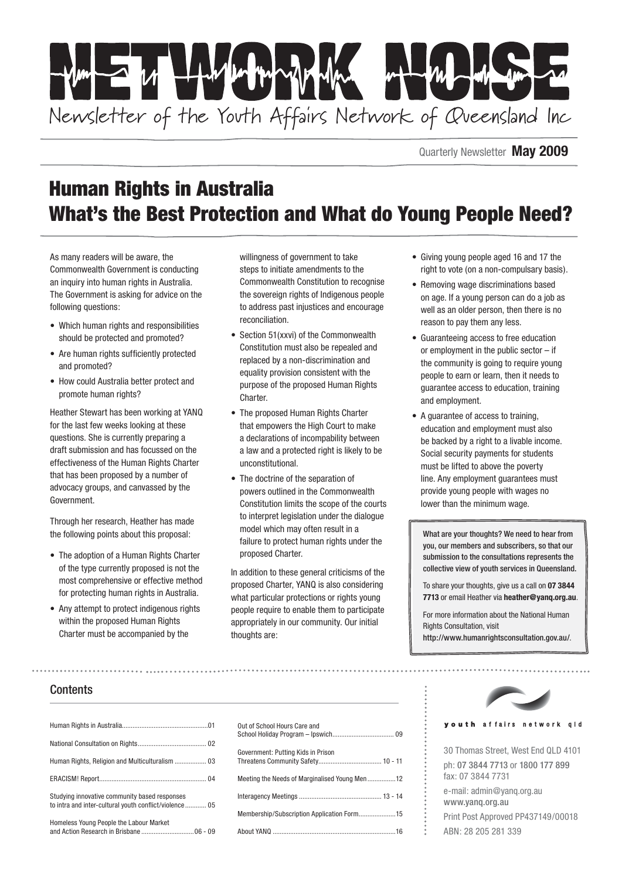# NETWORK NOISE

Newsletter of the Youth Affairs Network of Queensland Inc

Quarterly Newsletter **May 2009**

## Human Rights in Australia
## What's the Best Protection and What do Young People Need?

As many readers will be aware, the Commonwealth Government is conducting an inquiry into human rights in Australia. The Government is asking for advice on the following questions:

- Which human rights and responsibilities should be protected and promoted?
- Are human rights sufficiently protected and promoted?
- How could Australia better protect and promote human rights?

Heather Stewart has been working at YANQ for the last few weeks looking at these questions. She is currently preparing a draft submission and has focussed on the effectiveness of the Human Rights Charter that has been proposed by a number of advocacy groups, and canvassed by the Government.

Through her research, Heather has made the following points about this proposal:

- The adoption of a Human Rights Charter of the type currently proposed is not the most comprehensive or effective method for protecting human rights in Australia.
- Any attempt to protect indigenous rights within the proposed Human Rights Charter must be accompanied by the willingness of government to take steps to initiate amendments to the Commonwealth Constitution to recognise the sovereign rights of Indigenous people to address past injustices and encourage reconciliation.
- Section 51(xxvi) of the Commonwealth Constitution must also be repealed and replaced by a non-discrimination and equality provision consistent with the purpose of the proposed Human Rights Charter.
- The proposed Human Rights Charter that empowers the High Court to make a declarations of incompability between a law and a protected right is likely to be unconstitutional.
- The doctrine of the separation of powers outlined in the Commonwealth Constitution limits the scope of the courts to interpret legislation under the dialogue model which may often result in a failure to protect human rights under the proposed Charter.

In addition to these general criticisms of the proposed Charter, YANQ is also considering what particular protections or rights young people require to enable them to participate appropriately in our community. Our initial thoughts are:

- Giving young people aged 16 and 17 the right to vote (on a non-compulsary basis).
- Removing wage discriminations based on age. If a young person can do a job as well as an older person, then there is no reason to pay them any less.
- Guaranteeing access to free education or employment in the public sector – if the community is going to require young people to earn or learn, then it needs to guarantee access to education, training and employment.
- A guarantee of access to training, education and employment must also be backed by a right to a livable income. Social security payments for students must be lifted to above the poverty line. Any employment guarantees must provide young people with wages no lower than the minimum wage.

**What are your thoughts? We need to hear from you, our members and subscribers, so that our submission to the consultations represents the collective view of youth services in Queensland.**

To share your thoughts, give us a call on **07 3844 7713** or email Heather via **heather@yanq.org.au**.

For more information about the National Human Rights Consultation, visit **http://www.humanrightsconsultation.gov.au/**.

## Contents

| | |
|---|---|
| Human Rights in Australia | 01 |
| National Consultation on Rights | 02 |
| Human Rights, Religion and Multiculturalism | 03 |
| ERACISM! Report | 04 |
| Studying innovative community based responses to intra and inter-cultural youth conflict/violence | 05 |
| Homeless Young People the Labour Market and Action Research in Brisbane | 06 - 09 |
| Out of School Hours Care and School Holiday Program – Ipswich | 09 |
| Government: Putting Kids in Prison Threatens Community Safety | 10 - 11 |
| Meeting the Needs of Marginalised Young Men | 12 |
| Interagency Meetings | 13 - 14 |
| Membership/Subscription Application Form | 15 |
| About YANQ | 16 |

youth affairs network qld

30 Thomas Street, West End QLD 4101
ph: 07 3844 7713 or 1800 177 899
fax: 07 3844 7731
e-mail: admin@yanq.org.au
www.yanq.org.au
Print Post Approved PP437149/00018
ABN: 28 205 281 339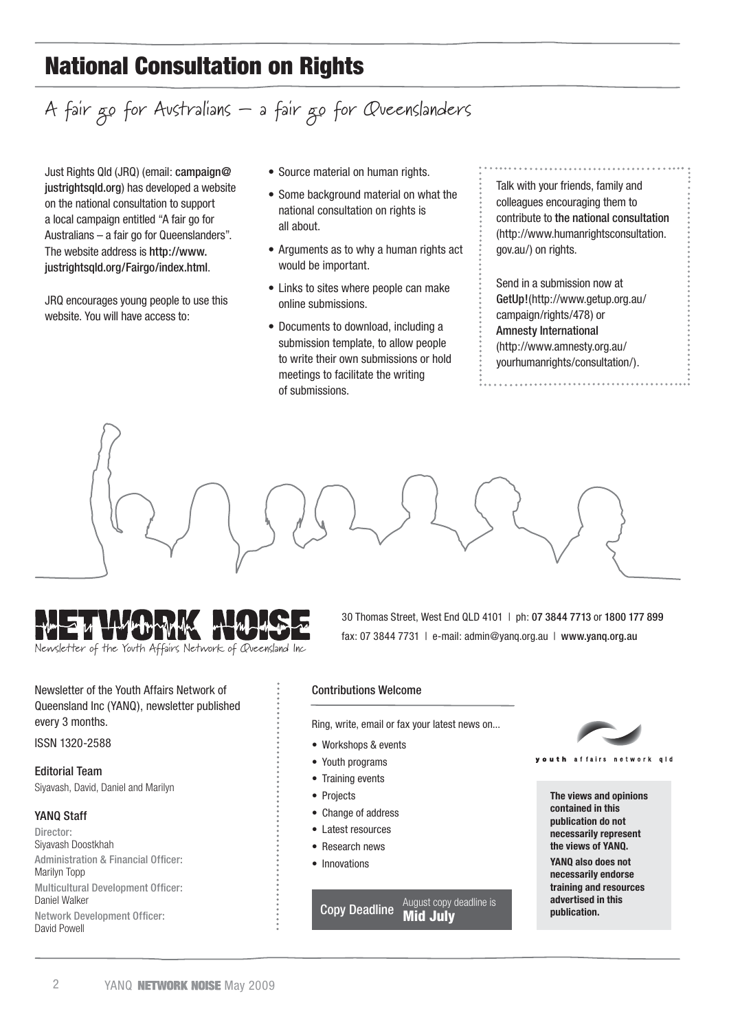# National Consultation on Rights

## A fair go for Australians – a fair go for Queenslanders

Just Rights Qld (JRQ) (email: campaign@justrightsqld.org) has developed a website on the national consultation to support a local campaign entitled "A fair go for Australians – a fair go for Queenslanders". The website address is http://www.justrightsqld.org/Fairgo/index.html.

JRQ encourages young people to use this website. You will have access to:

- Source material on human rights.
- Some background material on what the national consultation on rights is all about.
- Arguments as to why a human rights act would be important.
- Links to sites where people can make online submissions.
- Documents to download, including a submission template, to allow people to write their own submissions or hold meetings to facilitate the writing of submissions.

Talk with your friends, family and colleagues encouraging them to contribute to **the national consultation** (http://www.humanrightsconsultation.gov.au/) on rights.

Send in a submission now at **GetUp!**(http://www.getup.org.au/campaign/rights/478) or **Amnesty International** (http://www.amnesty.org.au/yourhumanrights/consultation/).

---

**NETWORK NOISE**

Newsletter of the Youth Affairs Network of Queensland Inc

30 Thomas Street, West End QLD 4101 | ph: 07 3844 7713 or 1800 177 899
fax: 07 3844 7731 | e-mail: admin@yanq.org.au | www.yanq.org.au

Newsletter of the Youth Affairs Network of Queensland Inc (YANQ), newsletter published every 3 months.

ISSN 1320-2588

**Editorial Team**

Siyavash, David, Daniel and Marilyn

**YANQ Staff**

Director:
Siyavash Doostkhah

Administration & Financial Officer:
Marilyn Topp

Multicultural Development Officer:
Daniel Walker

Network Development Officer:
David Powell

**Contributions Welcome**

Ring, write, email or fax your latest news on...

- Workshops & events
- Youth programs
- Training events
- Projects
- Change of address
- Latest resources
- Research news
- Innovations

**Copy Deadline** August copy deadline is **Mid July**

youth affairs network qld

**The views and opinions contained in this publication do not necessarily represent the views of YANQ.**

**YANQ also does not necessarily endorse training and resources advertised in this publication.**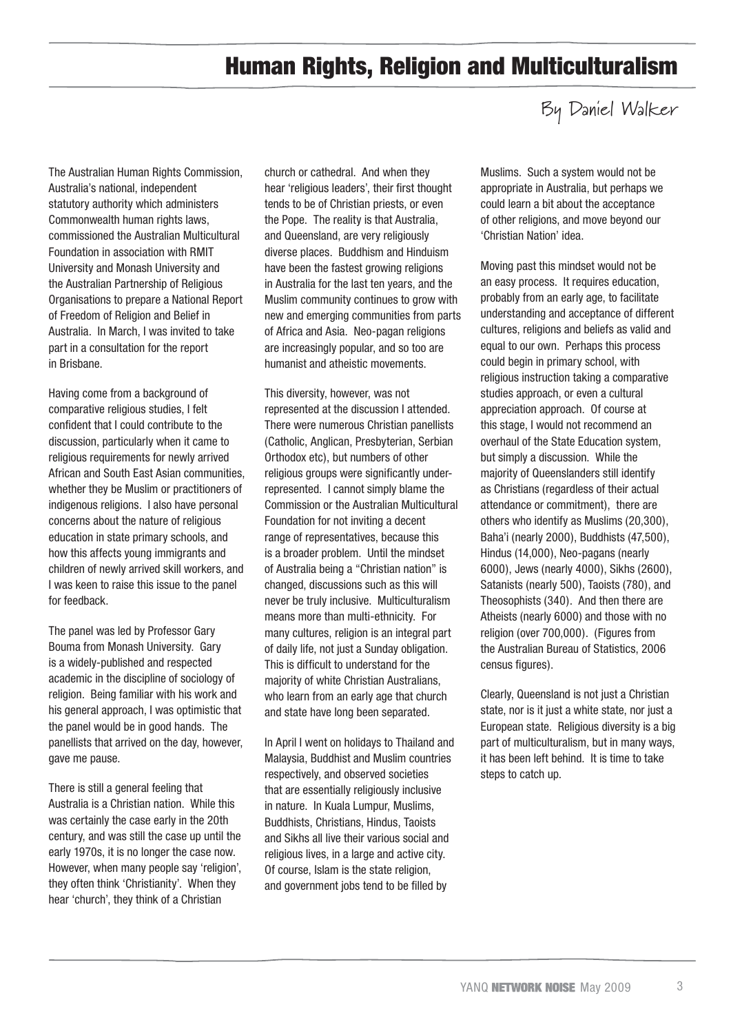# Human Rights, Religion and Multiculturalism

By Daniel Walker

The Australian Human Rights Commission, Australia's national, independent statutory authority which administers Commonwealth human rights laws, commissioned the Australian Multicultural Foundation in association with RMIT University and Monash University and the Australian Partnership of Religious Organisations to prepare a National Report of Freedom of Religion and Belief in Australia. In March, I was invited to take part in a consultation for the report in Brisbane.

Having come from a background of comparative religious studies, I felt confident that I could contribute to the discussion, particularly when it came to religious requirements for newly arrived African and South East Asian communities, whether they be Muslim or practitioners of indigenous religions. I also have personal concerns about the nature of religious education in state primary schools, and how this affects young immigrants and children of newly arrived skill workers, and I was keen to raise this issue to the panel for feedback.

The panel was led by Professor Gary Bouma from Monash University. Gary is a widely-published and respected academic in the discipline of sociology of religion. Being familiar with his work and his general approach, I was optimistic that the panel would be in good hands. The panellists that arrived on the day, however, gave me pause.

There is still a general feeling that Australia is a Christian nation. While this was certainly the case early in the 20th century, and was still the case up until the early 1970s, it is no longer the case now. However, when many people say 'religion', they often think 'Christianity'. When they hear 'church', they think of a Christian church or cathedral. And when they hear 'religious leaders', their first thought tends to be of Christian priests, or even the Pope. The reality is that Australia, and Queensland, are very religiously diverse places. Buddhism and Hinduism have been the fastest growing religions in Australia for the last ten years, and the Muslim community continues to grow with new and emerging communities from parts of Africa and Asia. Neo-pagan religions are increasingly popular, and so too are humanist and atheistic movements.

This diversity, however, was not represented at the discussion I attended. There were numerous Christian panellists (Catholic, Anglican, Presbyterian, Serbian Orthodox etc), but numbers of other religious groups were significantly under-represented. I cannot simply blame the Commission or the Australian Multicultural Foundation for not inviting a decent range of representatives, because this is a broader problem. Until the mindset of Australia being a "Christian nation" is changed, discussions such as this will never be truly inclusive. Multiculturalism means more than multi-ethnicity. For many cultures, religion is an integral part of daily life, not just a Sunday obligation. This is difficult to understand for the majority of white Christian Australians, who learn from an early age that church and state have long been separated.

In April I went on holidays to Thailand and Malaysia, Buddhist and Muslim countries respectively, and observed societies that are essentially religiously inclusive in nature. In Kuala Lumpur, Muslims, Buddhists, Christians, Hindus, Taoists and Sikhs all live their various social and religious lives, in a large and active city. Of course, Islam is the state religion, and government jobs tend to be filled by Muslims. Such a system would not be appropriate in Australia, but perhaps we could learn a bit about the acceptance of other religions, and move beyond our 'Christian Nation' idea.

Moving past this mindset would not be an easy process. It requires education, probably from an early age, to facilitate understanding and acceptance of different cultures, religions and beliefs as valid and equal to our own. Perhaps this process could begin in primary school, with religious instruction taking a comparative studies approach, or even a cultural appreciation approach. Of course at this stage, I would not recommend an overhaul of the State Education system, but simply a discussion. While the majority of Queenslanders still identify as Christians (regardless of their actual attendance or commitment), there are others who identify as Muslims (20,300), Baha'i (nearly 2000), Buddhists (47,500), Hindus (14,000), Neo-pagans (nearly 6000), Jews (nearly 4000), Sikhs (2600), Satanists (nearly 500), Taoists (780), and Theosophists (340). And then there are Atheists (nearly 6000) and those with no religion (over 700,000). (Figures from the Australian Bureau of Statistics, 2006 census figures).

Clearly, Queensland is not just a Christian state, nor is it just a white state, nor just a European state. Religious diversity is a big part of multiculturalism, but in many ways, it has been left behind. It is time to take steps to catch up.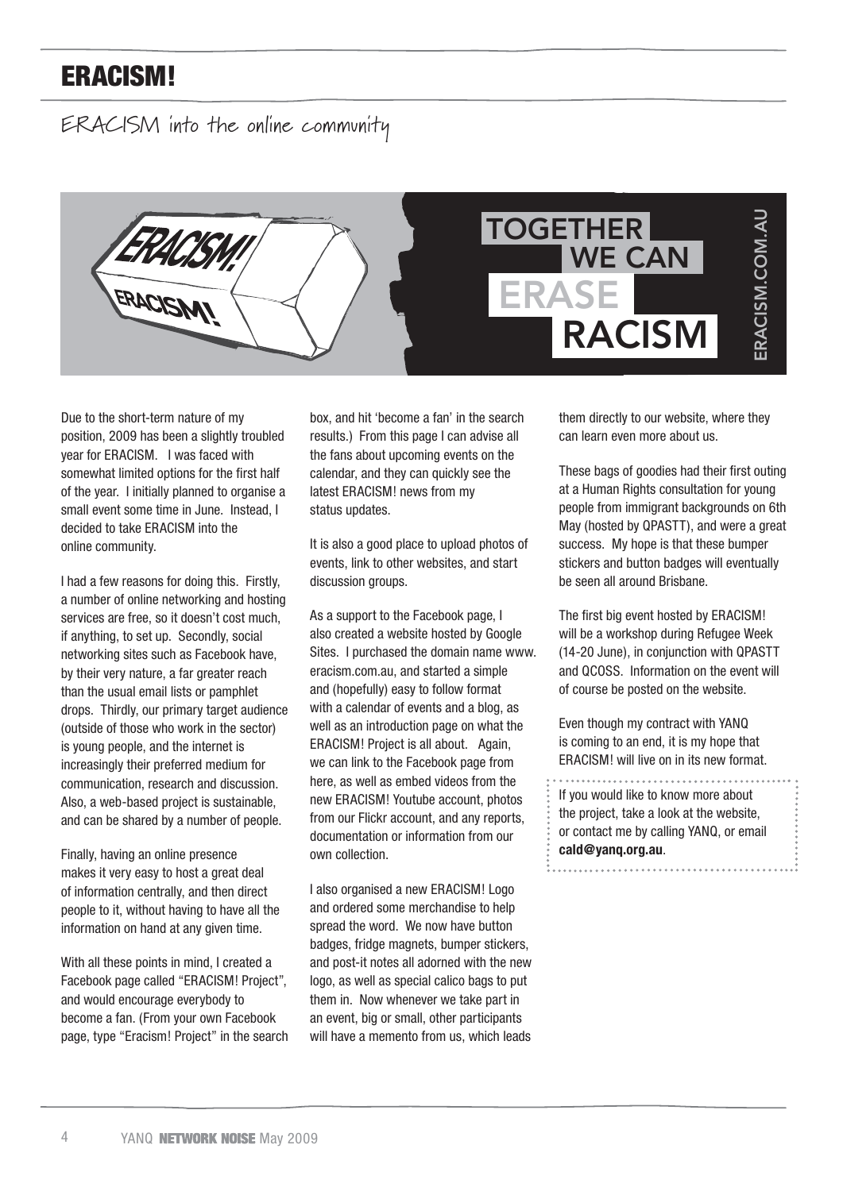# ERACISM!

## ERACISM into the online community

Due to the short-term nature of my position, 2009 has been a slightly troubled year for ERACISM. I was faced with somewhat limited options for the first half of the year. I initially planned to organise a small event some time in June. Instead, I decided to take ERACISM into the online community.

I had a few reasons for doing this. Firstly, a number of online networking and hosting services are free, so it doesn't cost much, if anything, to set up. Secondly, social networking sites such as Facebook have, by their very nature, a far greater reach than the usual email lists or pamphlet drops. Thirdly, our primary target audience (outside of those who work in the sector) is young people, and the internet is increasingly their preferred medium for communication, research and discussion. Also, a web-based project is sustainable, and can be shared by a number of people.

Finally, having an online presence makes it very easy to host a great deal of information centrally, and then direct people to it, without having to have all the information on hand at any given time.

With all these points in mind, I created a Facebook page called "ERACISM! Project", and would encourage everybody to become a fan. (From your own Facebook page, type "Eracism! Project" in the search box, and hit 'become a fan' in the search results.) From this page I can advise all the fans about upcoming events on the calendar, and they can quickly see the latest ERACISM! news from my status updates.

It is also a good place to upload photos of events, link to other websites, and start discussion groups.

As a support to the Facebook page, I also created a website hosted by Google Sites. I purchased the domain name www.eracism.com.au, and started a simple and (hopefully) easy to follow format with a calendar of events and a blog, as well as an introduction page on what the ERACISM! Project is all about. Again, we can link to the Facebook page from here, as well as embed videos from the new ERACISM! Youtube account, photos from our Flickr account, and any reports, documentation or information from our own collection.

I also organised a new ERACISM! Logo and ordered some merchandise to help spread the word. We now have button badges, fridge magnets, bumper stickers, and post-it notes all adorned with the new logo, as well as special calico bags to put them in. Now whenever we take part in an event, big or small, other participants will have a memento from us, which leads them directly to our website, where they can learn even more about us.

These bags of goodies had their first outing at a Human Rights consultation for young people from immigrant backgrounds on 6th May (hosted by QPASTT), and were a great success. My hope is that these bumper stickers and button badges will eventually be seen all around Brisbane.

The first big event hosted by ERACISM! will be a workshop during Refugee Week (14-20 June), in conjunction with QPASTT and QCOSS. Information on the event will of course be posted on the website.

Even though my contract with YANQ is coming to an end, it is my hope that ERACISM! will live on in its new format.

If you would like to know more about the project, take a look at the website, or contact me by calling YANQ, or email **cald@yanq.org.au**.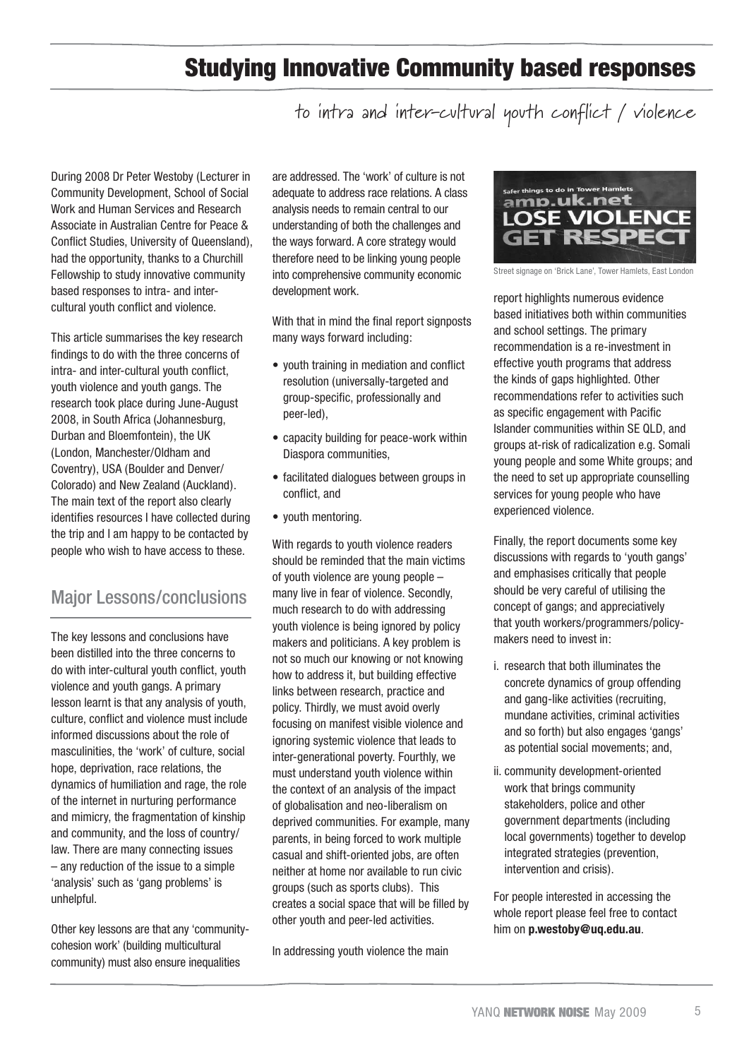# Studying Innovative Community based responses

## to intra and inter-cultural youth conflict / violence

During 2008 Dr Peter Westoby (Lecturer in Community Development, School of Social Work and Human Services and Research Associate in Australian Centre for Peace & Conflict Studies, University of Queensland), had the opportunity, thanks to a Churchill Fellowship to study innovative community based responses to intra- and inter-cultural youth conflict and violence.

This article summarises the key research findings to do with the three concerns of intra- and inter-cultural youth conflict, youth violence and youth gangs. The research took place during June-August 2008, in South Africa (Johannesburg, Durban and Bloemfontein), the UK (London, Manchester/Oldham and Coventry), USA (Boulder and Denver/Colorado) and New Zealand (Auckland). The main text of the report also clearly identifies resources I have collected during the trip and I am happy to be contacted by people who wish to have access to these.

## Major Lessons/conclusions

The key lessons and conclusions have been distilled into the three concerns to do with inter-cultural youth conflict, youth violence and youth gangs. A primary lesson learnt is that any analysis of youth, culture, conflict and violence must include informed discussions about the role of masculinities, the 'work' of culture, social hope, deprivation, race relations, the dynamics of humiliation and rage, the role of the internet in nurturing performance and mimicry, the fragmentation of kinship and community, and the loss of country/law. There are many connecting issues – any reduction of the issue to a simple 'analysis' such as 'gang problems' is unhelpful.

Other key lessons are that any 'community-cohesion work' (building multicultural community) must also ensure inequalities are addressed. The 'work' of culture is not adequate to address race relations. A class analysis needs to remain central to our understanding of both the challenges and the ways forward. A core strategy would therefore need to be linking young people into comprehensive community economic development work.

With that in mind the final report signposts many ways forward including:

- youth training in mediation and conflict resolution (universally-targeted and group-specific, professionally and peer-led),
- capacity building for peace-work within Diaspora communities,
- facilitated dialogues between groups in conflict, and
- youth mentoring.

With regards to youth violence readers should be reminded that the main victims of youth violence are young people – many live in fear of violence. Secondly, much research to do with addressing youth violence is being ignored by policy makers and politicians. A key problem is not so much our knowing or not knowing how to address it, but building effective links between research, practice and policy. Thirdly, we must avoid overly focusing on manifest visible violence and ignoring systemic violence that leads to inter-generational poverty. Fourthly, we must understand youth violence within the context of an analysis of the impact of globalisation and neo-liberalism on deprived communities. For example, many parents, in being forced to work multiple casual and shift-oriented jobs, are often neither at home nor available to run civic groups (such as sports clubs). This creates a social space that will be filled by other youth and peer-led activities.

In addressing youth violence the main report highlights numerous evidence based initiatives both within communities and school settings. The primary recommendation is a re-investment in effective youth programs that address the kinds of gaps highlighted. Other recommendations refer to activities such as specific engagement with Pacific Islander communities within SE QLD, and groups at-risk of radicalization e.g. Somali young people and some White groups; and the need to set up appropriate counselling services for young people who have experienced violence.

Safer things to do in Tower Hamlets
amp.uk.net
LOSE VIOLENCE
GET RESPECT

Street signage on 'Brick Lane', Tower Hamlets, East London

Finally, the report documents some key discussions with regards to 'youth gangs' and emphasises critically that people should be very careful of utilising the concept of gangs; and appreciatively that youth workers/programmers/policy-makers need to invest in:

i. research that both illuminates the concrete dynamics of group offending and gang-like activities (recruiting, mundane activities, criminal activities and so forth) but also engages 'gangs' as potential social movements; and,

ii. community development-oriented work that brings community stakeholders, police and other government departments (including local governments) together to develop integrated strategies (prevention, intervention and crisis).

For people interested in accessing the whole report please feel free to contact him on **p.westoby@uq.edu.au**.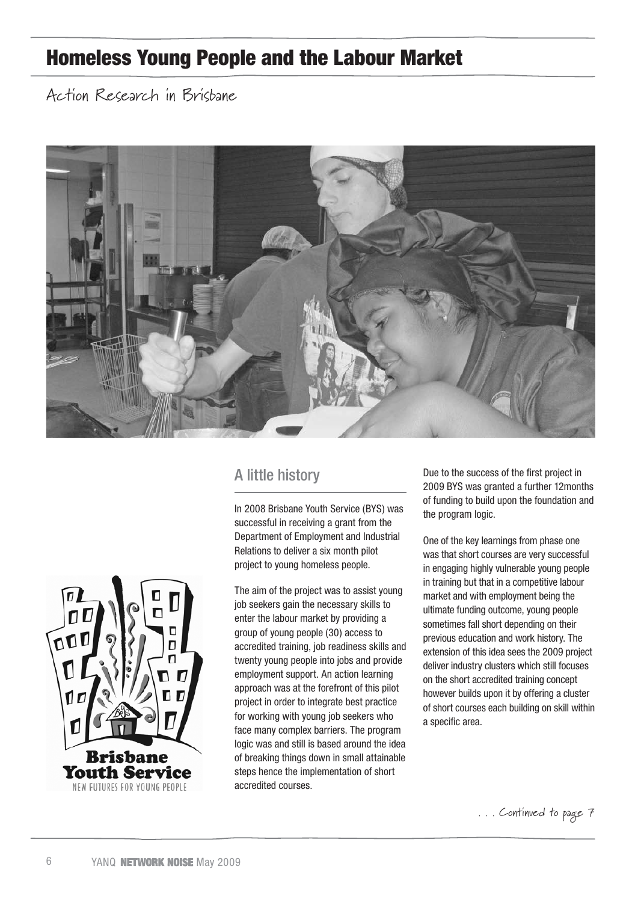# Homeless Young People and the Labour Market

## Action Research in Brisbane

## A little history

In 2008 Brisbane Youth Service (BYS) was successful in receiving a grant from the Department of Employment and Industrial Relations to deliver a six month pilot project to young homeless people.

The aim of the project was to assist young job seekers gain the necessary skills to enter the labour market by providing a group of young people (30) access to accredited training, job readiness skills and twenty young people into jobs and provide employment support. An action learning approach was at the forefront of this pilot project in order to integrate best practice for working with young job seekers who face many complex barriers. The program logic was and still is based around the idea of breaking things down in small attainable steps hence the implementation of short accredited courses.

Due to the success of the first project in 2009 BYS was granted a further 12months of funding to build upon the foundation and the program logic.

One of the key learnings from phase one was that short courses are very successful in engaging highly vulnerable young people in training but that in a competitive labour market and with employment being the ultimate funding outcome, young people sometimes fall short depending on their previous education and work history. The extension of this idea sees the 2009 project deliver industry clusters which still focuses on the short accredited training concept however builds upon it by offering a cluster of short courses each building on skill within a specific area.

. . . Continued to page 7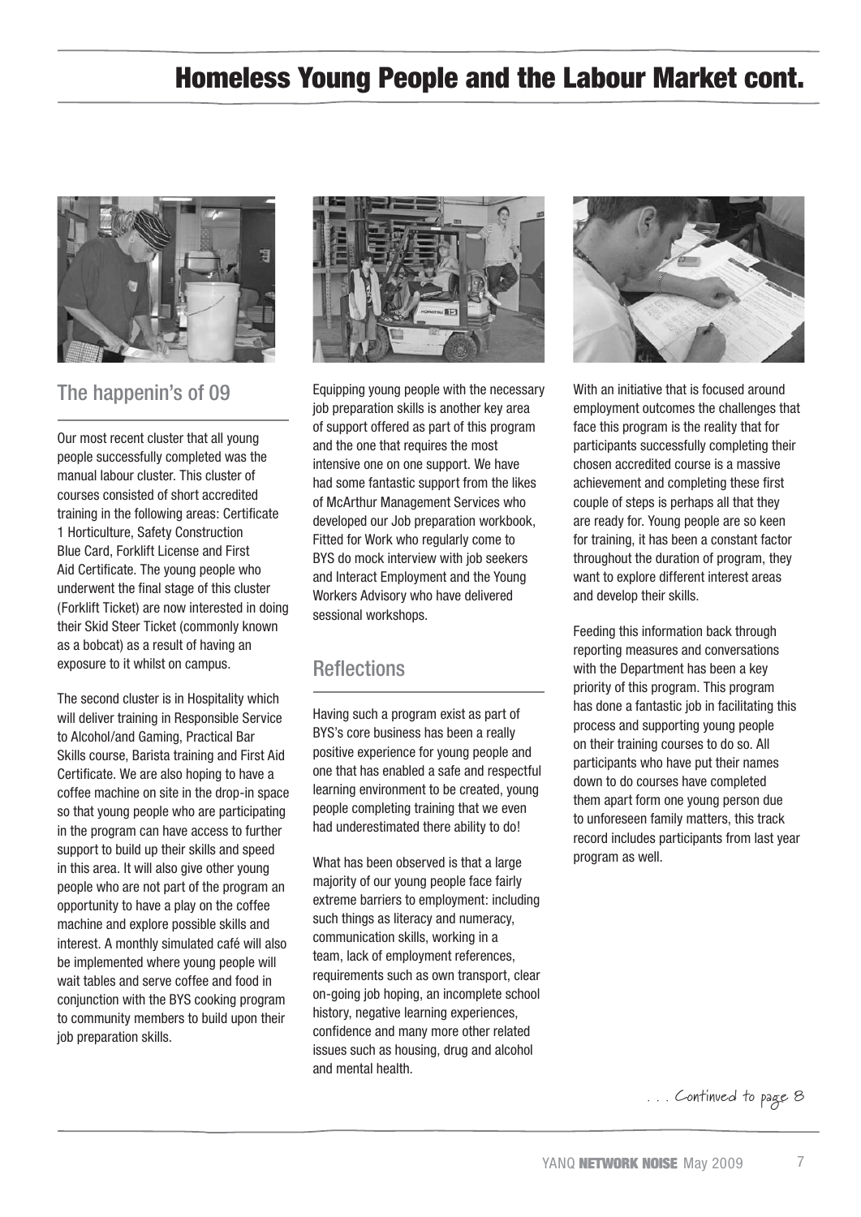# Homeless Young People and the Labour Market cont.

## The happenin's of 09

Our most recent cluster that all young people successfully completed was the manual labour cluster. This cluster of courses consisted of short accredited training in the following areas: Certificate 1 Horticulture, Safety Construction Blue Card, Forklift License and First Aid Certificate. The young people who underwent the final stage of this cluster (Forklift Ticket) are now interested in doing their Skid Steer Ticket (commonly known as a bobcat) as a result of having an exposure to it whilst on campus.

The second cluster is in Hospitality which will deliver training in Responsible Service to Alcohol/and Gaming, Practical Bar Skills course, Barista training and First Aid Certificate. We are also hoping to have a coffee machine on site in the drop-in space so that young people who are participating in the program can have access to further support to build up their skills and speed in this area. It will also give other young people who are not part of the program an opportunity to have a play on the coffee machine and explore possible skills and interest. A monthly simulated café will also be implemented where young people will wait tables and serve coffee and food in conjunction with the BYS cooking program to community members to build upon their job preparation skills.

Equipping young people with the necessary job preparation skills is another key area of support offered as part of this program and the one that requires the most intensive one on one support. We have had some fantastic support from the likes of McArthur Management Services who developed our Job preparation workbook, Fitted for Work who regularly come to BYS do mock interview with job seekers and Interact Employment and the Young Workers Advisory who have delivered sessional workshops.

## Reflections

Having such a program exist as part of BYS's core business has been a really positive experience for young people and one that has enabled a safe and respectful learning environment to be created, young people completing training that we even had underestimated there ability to do!

What has been observed is that a large majority of our young people face fairly extreme barriers to employment: including such things as literacy and numeracy, communication skills, working in a team, lack of employment references, requirements such as own transport, clear on-going job hoping, an incomplete school history, negative learning experiences, confidence and many more other related issues such as housing, drug and alcohol and mental health.

With an initiative that is focused around employment outcomes the challenges that face this program is the reality that for participants successfully completing their chosen accredited course is a massive achievement and completing these first couple of steps is perhaps all that they are ready for. Young people are so keen for training, it has been a constant factor throughout the duration of program, they want to explore different interest areas and develop their skills.

Feeding this information back through reporting measures and conversations with the Department has been a key priority of this program. This program has done a fantastic job in facilitating this process and supporting young people on their training courses to do so. All participants who have put their names down to do courses have completed them apart form one young person due to unforeseen family matters, this track record includes participants from last year program as well.

. . . Continued to page 8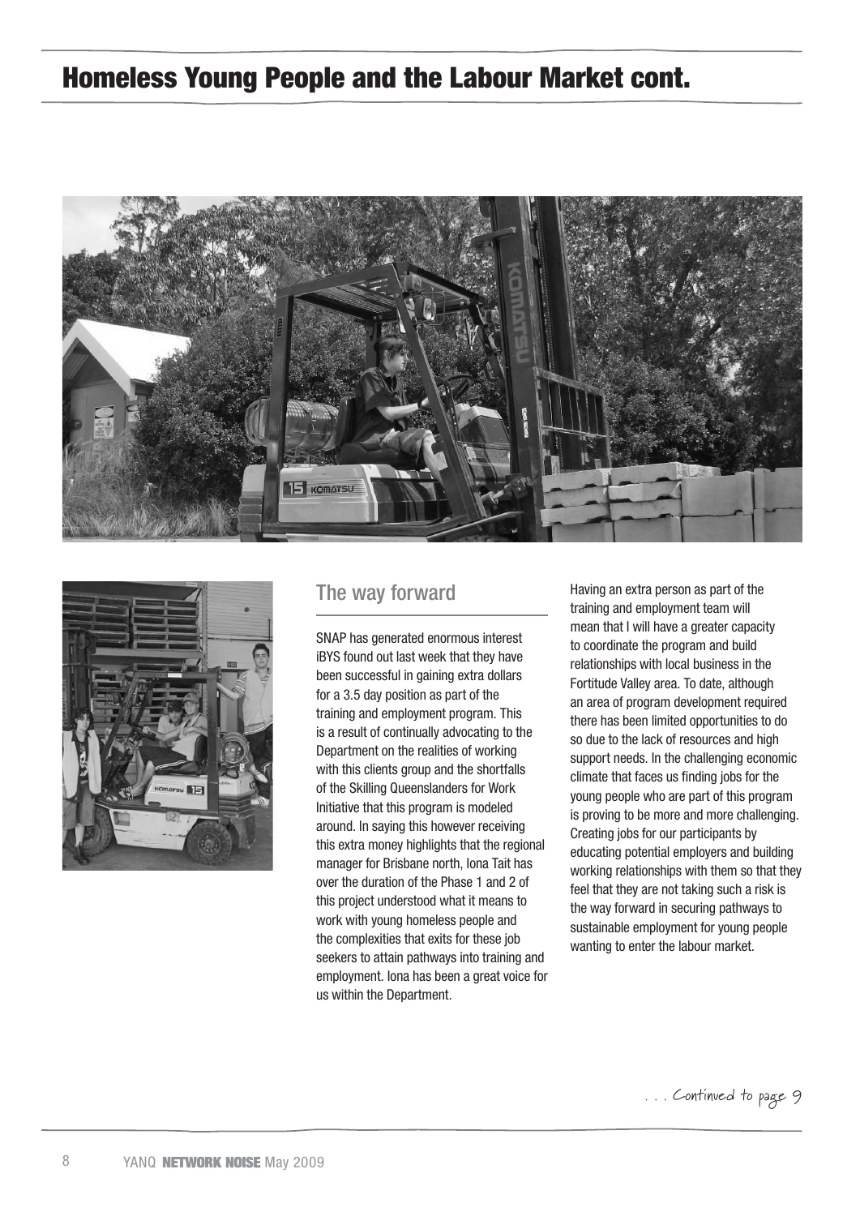# Homeless Young People and the Labour Market cont.

## The way forward

SNAP has generated enormous interest iBYS found out last week that they have been successful in gaining extra dollars for a 3.5 day position as part of the training and employment program. This is a result of continually advocating to the Department on the realities of working with this clients group and the shortfalls of the Skilling Queenslanders for Work Initiative that this program is modeled around. In saying this however receiving this extra money highlights that the regional manager for Brisbane north, Iona Tait has over the duration of the Phase 1 and 2 of this project understood what it means to work with young homeless people and the complexities that exits for these job seekers to attain pathways into training and employment. Iona has been a great voice for us within the Department.

Having an extra person as part of the training and employment team will mean that I will have a greater capacity to coordinate the program and build relationships with local business in the Fortitude Valley area. To date, although an area of program development required there has been limited opportunities to do so due to the lack of resources and high support needs. In the challenging economic climate that faces us finding jobs for the young people who are part of this program is proving to be more and more challenging. Creating jobs for our participants by educating potential employers and building working relationships with them so that they feel that they are not taking such a risk is the way forward in securing pathways to sustainable employment for young people wanting to enter the labour market.

. . . Continued to page 9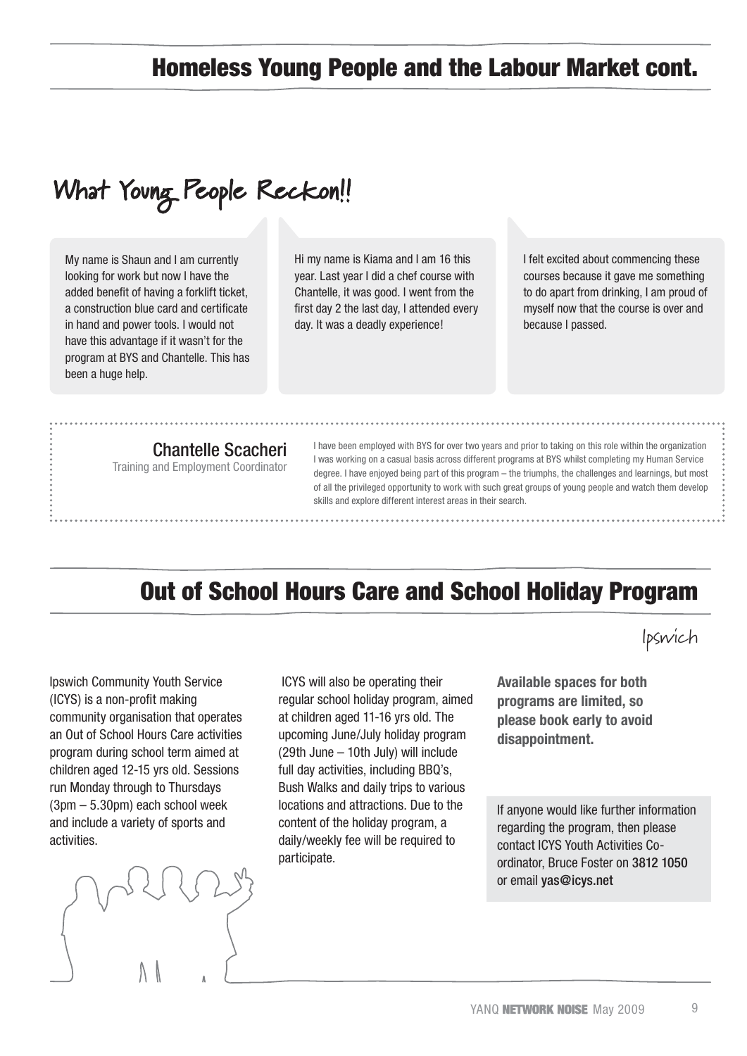## Homeless Young People and the Labour Market cont.

# What Young People Reckon!!

My name is Shaun and I am currently looking for work but now I have the added benefit of having a forklift ticket, a construction blue card and certificate in hand and power tools. I would not have this advantage if it wasn't for the program at BYS and Chantelle. This has been a huge help.

Hi my name is Kiama and I am 16 this year. Last year I did a chef course with Chantelle, it was good. I went from the first day 2 the last day, I attended every day. It was a deadly experience!

I felt excited about commencing these courses because it gave me something to do apart from drinking, I am proud of myself now that the course is over and because I passed.

**Chantelle Scacheri**
Training and Employment Coordinator

I have been employed with BYS for over two years and prior to taking on this role within the organization I was working on a casual basis across different programs at BYS whilst completing my Human Service degree. I have enjoyed being part of this program – the triumphs, the challenges and learnings, but most of all the privileged opportunity to work with such great groups of young people and watch them develop skills and explore different interest areas in their search.

## Out of School Hours Care and School Holiday Program

Ipswich

Ipswich Community Youth Service (ICYS) is a non-profit making community organisation that operates an Out of School Hours Care activities program during school term aimed at children aged 12-15 yrs old. Sessions run Monday through to Thursdays (3pm – 5.30pm) each school week and include a variety of sports and activities.

ICYS will also be operating their regular school holiday program, aimed at children aged 11-16 yrs old. The upcoming June/July holiday program (29th June – 10th July) will include full day activities, including BBQ's, Bush Walks and daily trips to various locations and attractions. Due to the content of the holiday program, a daily/weekly fee will be required to participate.

**Available spaces for both programs are limited, so please book early to avoid disappointment.**

If anyone would like further information regarding the program, then please contact ICYS Youth Activities Co-ordinator, Bruce Foster on 3812 1050 or email yas@icys.net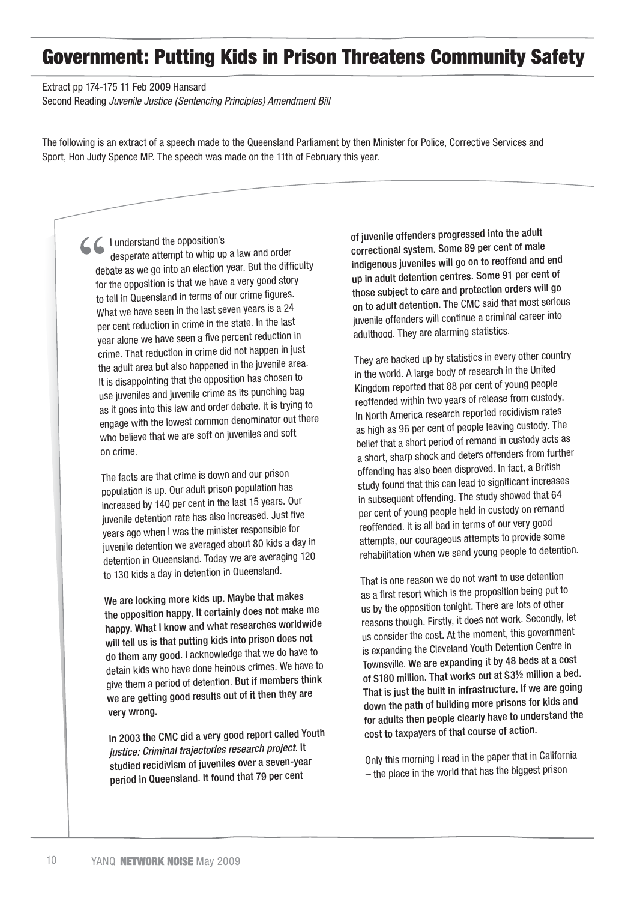# Government: Putting Kids in Prison Threatens Community Safety

Extract pp 174-175 11 Feb 2009 Hansard
Second Reading *Juvenile Justice (Sentencing Principles) Amendment Bill*

The following is an extract of a speech made to the Queensland Parliament by then Minister for Police, Corrective Services and Sport, Hon Judy Spence MP. The speech was made on the 11th of February this year.

"I understand the opposition's desperate attempt to whip up a law and order debate as we go into an election year. But the difficulty for the opposition is that we have a very good story to tell in Queensland in terms of our crime figures. What we have seen in the last seven years is a 24 per cent reduction in crime in the state. In the last year alone we have seen a five percent reduction in crime. That reduction in crime did not happen in just the adult area but also happened in the juvenile area. It is disappointing that the opposition has chosen to use juveniles and juvenile crime as its punching bag as it goes into this law and order debate. It is trying to engage with the lowest common denominator out there who believe that we are soft on juveniles and soft on crime.

The facts are that crime is down and our prison population is up. Our adult prison population has increased by 140 per cent in the last 15 years. Our juvenile detention rate has also increased. Just five years ago when I was the minister responsible for juvenile detention we averaged about 80 kids a day in detention in Queensland. Today we are averaging 120 to 130 kids a day in detention in Queensland.

**We are locking more kids up. Maybe that makes the opposition happy. It certainly does not make me happy. What I know and what researches worldwide will tell us is that putting kids into prison does not do them any good.** I acknowledge that we do have to detain kids who have done heinous crimes. We have to give them a period of detention. **But if members think we are getting good results out of it then they are very wrong.**

**In 2003 the CMC did a very good report called Youth** ***justice: Criminal trajectories research project.*** **It studied recidivism of juveniles over a seven-year period in Queensland. It found that 79 per cent of juvenile offenders progressed into the adult correctional system. Some 89 per cent of male indigenous juveniles will go on to reoffend and end up in adult detention centres. Some 91 per cent of those subject to care and protection orders will go on to adult detention.** The CMC said that most serious juvenile offenders will continue a criminal career into adulthood. They are alarming statistics.

They are backed up by statistics in every other country in the world. A large body of research in the United Kingdom reported that 88 per cent of young people reoffended within two years of release from custody. In North America research reported recidivism rates as high as 96 per cent of people leaving custody. The belief that a short period of remand in custody acts as a short, sharp shock and deters offenders from further offending has also been disproved. In fact, a British study found that this can lead to significant increases in subsequent offending. The study showed that 64 per cent of young people held in custody on remand reoffended. It is all bad in terms of our very good attempts, our courageous attempts to provide some rehabilitation when we send young people to detention.

That is one reason we do not want to use detention as a first resort which is the proposition being put to us by the opposition tonight. There are lots of other reasons though. Firstly, it does not work. Secondly, let us consider the cost. At the moment, this government is expanding the Cleveland Youth Detention Centre in Townsville. **We are expanding it by 48 beds at a cost of $180 million. That works out at $3½ million a bed. That is just the built in infrastructure. If we are going down the path of building more prisons for kids and for adults then people clearly have to understand the cost to taxpayers of that course of action.**

Only this morning I read in the paper that in California – the place in the world that has the biggest prison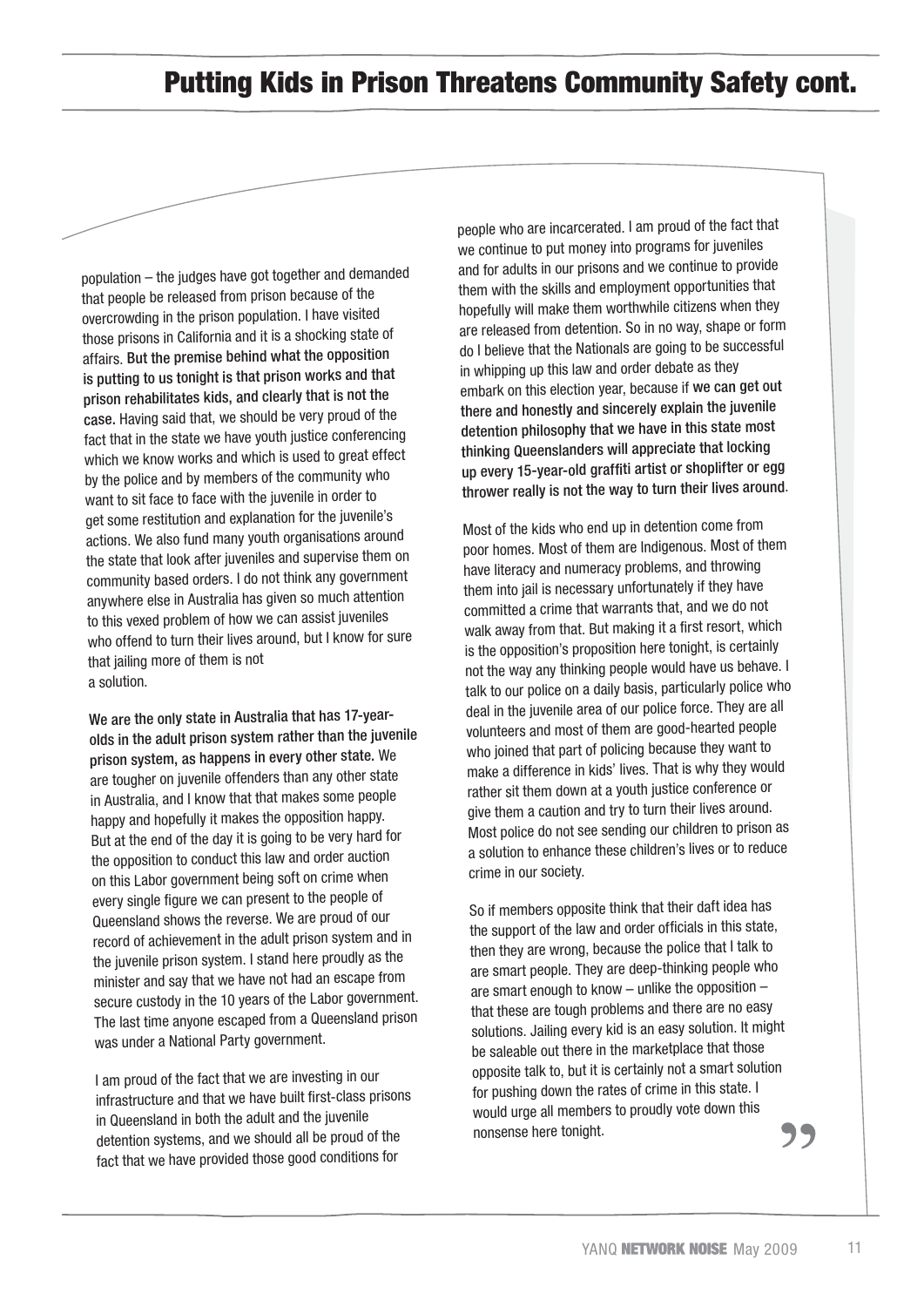## Putting Kids in Prison Threatens Community Safety cont.

population – the judges have got together and demanded that people be released from prison because of the overcrowding in the prison population. I have visited those prisons in California and it is a shocking state of affairs. **But the premise behind what the opposition is putting to us tonight is that prison works and that prison rehabilitates kids, and clearly that is not the case.** Having said that, we should be very proud of the fact that in the state we have youth justice conferencing which we know works and which is used to great effect by the police and by members of the community who want to sit face to face with the juvenile in order to get some restitution and explanation for the juvenile's actions. We also fund many youth organisations around the state that look after juveniles and supervise them on community based orders. I do not think any government anywhere else in Australia has given so much attention to this vexed problem of how we can assist juveniles who offend to turn their lives around, but I know for sure that jailing more of them is not a solution.

**We are the only state in Australia that has 17-year-olds in the adult prison system rather than the juvenile prison system, as happens in every other state.** We are tougher on juvenile offenders than any other state in Australia, and I know that that makes some people happy and hopefully it makes the opposition happy. But at the end of the day it is going to be very hard for the opposition to conduct this law and order auction on this Labor government being soft on crime when every single figure we can present to the people of Queensland shows the reverse. We are proud of our record of achievement in the adult prison system and in the juvenile prison system. I stand here proudly as the minister and say that we have not had an escape from secure custody in the 10 years of the Labor government. The last time anyone escaped from a Queensland prison was under a National Party government.

I am proud of the fact that we are investing in our infrastructure and that we have built first-class prisons in Queensland in both the adult and the juvenile detention systems, and we should all be proud of the fact that we have provided those good conditions for people who are incarcerated. I am proud of the fact that we continue to put money into programs for juveniles and for adults in our prisons and we continue to provide them with the skills and employment opportunities that hopefully will make them worthwhile citizens when they are released from detention. So in no way, shape or form do I believe that the Nationals are going to be successful in whipping up this law and order debate as they embark on this election year, because if **we can get out there and honestly and sincerely explain the juvenile detention philosophy that we have in this state most thinking Queenslanders will appreciate that locking up every 15-year-old graffiti artist or shoplifter or egg thrower really is not the way to turn their lives around**.

Most of the kids who end up in detention come from poor homes. Most of them are Indigenous. Most of them have literacy and numeracy problems, and throwing them into jail is necessary unfortunately if they have committed a crime that warrants that, and we do not walk away from that. But making it a first resort, which is the opposition's proposition here tonight, is certainly not the way any thinking people would have us behave. I talk to our police on a daily basis, particularly police who deal in the juvenile area of our police force. They are all volunteers and most of them are good-hearted people who joined that part of policing because they want to make a difference in kids' lives. That is why they would rather sit them down at a youth justice conference or give them a caution and try to turn their lives around. Most police do not see sending our children to prison as a solution to enhance these children's lives or to reduce crime in our society.

So if members opposite think that their daft idea has the support of the law and order officials in this state, then they are wrong, because the police that I talk to are smart people. They are deep-thinking people who are smart enough to know – unlike the opposition – that these are tough problems and there are no easy solutions. Jailing every kid is an easy solution. It might be saleable out there in the marketplace that those opposite talk to, but it is certainly not a smart solution for pushing down the rates of crime in this state. I would urge all members to proudly vote down this nonsense here tonight. ”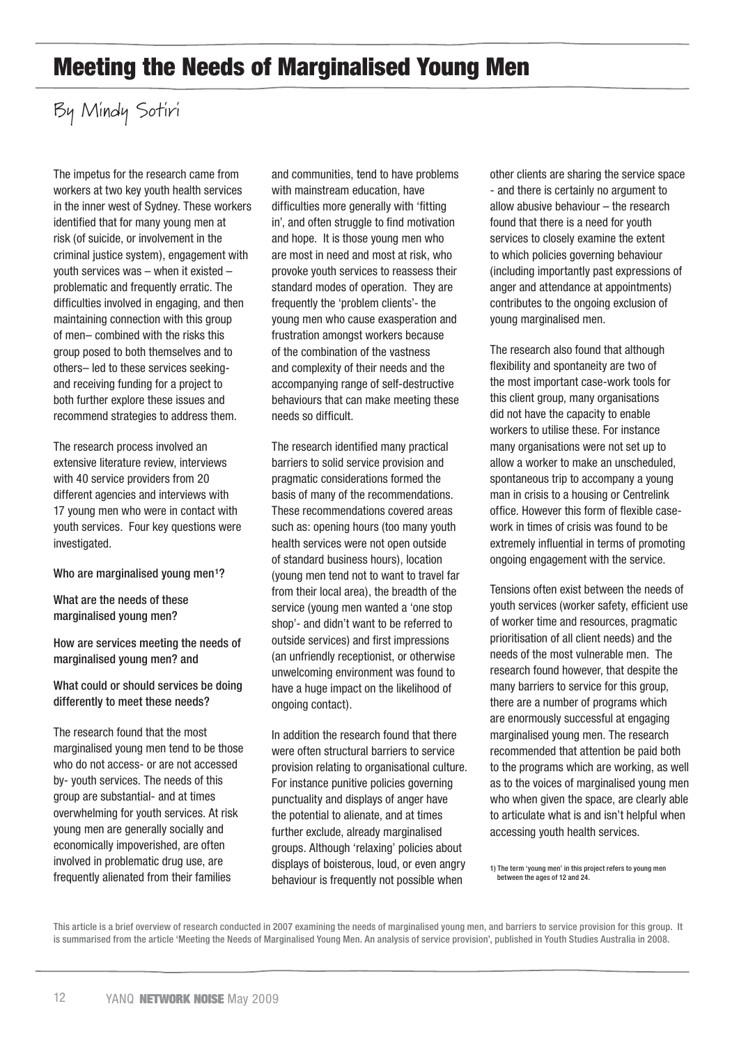# Meeting the Needs of Marginalised Young Men

By Mindy Sotiri

The impetus for the research came from workers at two key youth health services in the inner west of Sydney. These workers identified that for many young men at risk (of suicide, or involvement in the criminal justice system), engagement with youth services was – when it existed – problematic and frequently erratic. The difficulties involved in engaging, and then maintaining connection with this group of men– combined with the risks this group posed to both themselves and to others– led to these services seeking- and receiving funding for a project to both further explore these issues and recommend strategies to address them.

The research process involved an extensive literature review, interviews with 40 service providers from 20 different agencies and interviews with 17 young men who were in contact with youth services. Four key questions were investigated.

**Who are marginalised young men[1]?**

**What are the needs of these marginalised young men?**

**How are services meeting the needs of marginalised young men? and**

**What could or should services be doing differently to meet these needs?**

The research found that the most marginalised young men tend to be those who do not access- or are not accessed by- youth services. The needs of this group are substantial- and at times overwhelming for youth services. At risk young men are generally socially and economically impoverished, are often involved in problematic drug use, are frequently alienated from their families and communities, tend to have problems with mainstream education, have difficulties more generally with 'fitting in', and often struggle to find motivation and hope. It is those young men who are most in need and most at risk, who provoke youth services to reassess their standard modes of operation. They are frequently the 'problem clients'- the young men who cause exasperation and frustration amongst workers because of the combination of the vastness and complexity of their needs and the accompanying range of self-destructive behaviours that can make meeting these needs so difficult.

The research identified many practical barriers to solid service provision and pragmatic considerations formed the basis of many of the recommendations. These recommendations covered areas such as: opening hours (too many youth health services were not open outside of standard business hours), location (young men tend not to want to travel far from their local area), the breadth of the service (young men wanted a 'one stop shop'- and didn't want to be referred to outside services) and first impressions (an unfriendly receptionist, or otherwise unwelcoming environment was found to have a huge impact on the likelihood of ongoing contact).

In addition the research found that there were often structural barriers to service provision relating to organisational culture. For instance punitive policies governing punctuality and displays of anger have the potential to alienate, and at times further exclude, already marginalised groups. Although 'relaxing' policies about displays of boisterous, loud, or even angry behaviour is frequently not possible when other clients are sharing the service space - and there is certainly no argument to allow abusive behaviour – the research found that there is a need for youth services to closely examine the extent to which policies governing behaviour (including importantly past expressions of anger and attendance at appointments) contributes to the ongoing exclusion of young marginalised men.

The research also found that although flexibility and spontaneity are two of the most important case-work tools for this client group, many organisations did not have the capacity to enable workers to utilise these. For instance many organisations were not set up to allow a worker to make an unscheduled, spontaneous trip to accompany a young man in crisis to a housing or Centrelink office. However this form of flexible case-work in times of crisis was found to be extremely influential in terms of promoting ongoing engagement with the service.

Tensions often exist between the needs of youth services (worker safety, efficient use of worker time and resources, pragmatic prioritisation of all client needs) and the needs of the most vulnerable men. The research found however, that despite the many barriers to service for this group, there are a number of programs which are enormously successful at engaging marginalised young men. The research recommended that attention be paid both to the programs which are working, as well as to the voices of marginalised young men who when given the space, are clearly able to articulate what is and isn't helpful when accessing youth health services.

1) The term 'young men' in this project refers to young men between the ages of 12 and 24.

This article is a brief overview of research conducted in 2007 examining the needs of marginalised young men, and barriers to service provision for this group. It is summarised from the article 'Meeting the Needs of Marginalised Young Men. An analysis of service provision', published in Youth Studies Australia in 2008.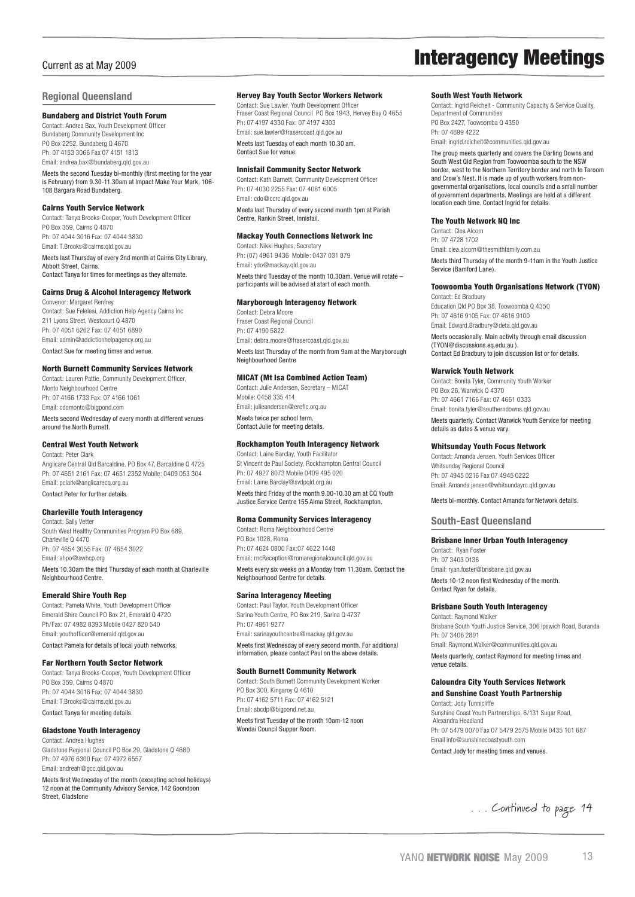Current as at May 2009

# Interagency Meetings

## Regional Queensland

### Bundaberg and District Youth Forum

Contact: Andrea Bax, Youth Development Officer
Bundaberg Community Development Inc
PO Box 2252, Bundaberg Q 4670
Ph: 07 4153 3066 Fax 07 4151 1813
Email: andrea.bax@bundaberg.qld.gov.au

Meets the second Tuesday bi-monthly (first meeting for the year is February) from 9.30-11.30am at Impact Make Your Mark, 106-108 Bargara Road Bundaberg.

### Cairns Youth Service Network

Contact: Tanya Brooks-Cooper, Youth Development Officer
PO Box 359, Cairns Q 4870
Ph: 07 4044 3016 Fax: 07 4044 3830
Email: T.Brooks@cairns.qld.gov.au

Meets last Thursday of every 2nd month at Cairns City Library, Abbott Street, Cairns.
Contact Tanya for times for meetings as they alternate.

### Cairns Drug & Alcohol Interagency Network

Convenor: Margaret Renfrey
Contact: Sue Feleleai, Addiction Help Agency Cairns Inc
211 Lyons Street, Westcourt Q 4870
Ph: 07 4051 6262 Fax: 07 4051 6890
Email: admin@addictionhelpagency.org.au

Contact Sue for meeting times and venue.

### North Burnett Community Services Network

Contact: Lauren Pattie, Community Development Officer, Monto Neighbourhood Centre
Ph: 07 4166 1733 Fax: 07 4166 1061
Email: cdomonto@bigpond.com

Meets second Wednesday of every month at different venues around the North Burnett.

### Central West Youth Network

Contact: Peter Clark
Anglicare Central Qld Barcaldine, PO Box 47, Barcaldine Q 4725
Ph: 07 4651 2161 Fax: 07 4651 2352 Mobile: 0409 053 304
Email: pclark@anglicarecq.org.au

Contact Peter for further details.

### Charleville Youth Interagency

Contact: Sally Vetter
South West Healthy Communities Program PO Box 689, Charleville Q 4470
Ph: 07 4654 3055 Fax: 07 4654 3022
Email: ahpo@swhcp.org

Meets 10.30am the third Thursday of each month at Charleville Neighbourhood Centre.

### Emerald Shire Youth Rep

Contact: Pamela White, Youth Development Officer
Emerald Shire Council PO Box 21, Emerald Q 4720
Ph/Fax: 07 4982 8393 Mobile 0427 820 540
Email: youthofficer@emerald.qld.gov.au

Contact Pamela for details of local youth networks.

### Far Northern Youth Sector Network

Contact: Tanya Brooks-Cooper, Youth Development Officer
PO Box 359, Cairns Q 4870
Ph: 07 4044 3016 Fax: 07 4044 3830
Email: T.Brooks@cairns.qld.gov.au

Contact Tanya for meeting details.

### Gladstone Youth Interagency

Contact: Andrea Hughes
Gladstone Regional Council PO Box 29, Gladstone Q 4680
Ph: 07 4976 6300 Fax: 07 4972 6557
Email: andreah@gcc.qld.gov.au

Meets first Wednesday of the month (excepting school holidays) 12 noon at the Community Advisory Service, 142 Goondoon Street, Gladstone

### Hervey Bay Youth Sector Workers Network

Contact: Sue Lawler, Youth Development Officer
Fraser Coast Regional Council PO Box 1943, Hervey Bay Q 4655
Ph: 07 4197 4330 Fax: 07 4197 4303
Email: sue.lawler@frasercoast.qld.gov.au

Meets last Tuesday of each month 10.30 am.
Contact Sue for venue.

### Innisfail Community Sector Network

Contact: Kath Barnett, Community Development Officer
Ph: 07 4030 2255 Fax: 07 4061 6005
Email: cdo@ccrc.qld.gov.au

Meets last Thursday of every second month 1pm at Parish Centre, Rankin Street, Innisfail.

### Mackay Youth Connections Network Inc

Contact: Nikki Hughes, Secretary
Ph: (07) 4961 9436 Mobile: 0437 031 879
Email: ydo@mackay.qld.gov.au

Meets third Tuesday of the month 10.30am. Venue will rotate – participants will be advised at start of each month.

### Maryborough Interagency Network

Contact: Debra Moore
Fraser Coast Regional Council
Ph: 07 4190 5822
Email: debra.moore@frasercoast.qld.gov.au

Meets last Thursday of the month from 9am at the Maryborough Neighbourhood Centre

### MICAT (Mt Isa Combined Action Team)

Contact: Julie Andersen, Secretary – MICAT
Mobile: 0458 335 414
Email: julieandersen@ereflc.org.au

Meets twice per school term.
Contact Julie for meeting details.

### Rockhampton Youth Interagency Network

Contact: Laine Barclay, Youth Facilitator
St Vincent de Paul Society, Rockhampton Central Council
Ph: 07 4927 8073 Mobile 0409 495 020
Email: Laine.Barclay@svdpqld.org.au

Meets third Friday of the month 9.00-10.30 am at CQ Youth Justice Service Centre 155 Alma Street, Rockhampton.

### Roma Community Services Interagency

Contact: Roma Neighbourhood Centre
PO Box 1028, Roma
Ph: 07 4624 0800 Fax:07 4622 1448
Email: rncReception@romaregionalcouncil.qld.gov.au

Meets every six weeks on a Monday from 11.30am. Contact the Neighbourhood Centre for details.

### Sarina Interagency Meeting

Contact: Paul Taylor, Youth Development Officer
Sarina Youth Centre, PO Box 219, Sarina Q 4737
Ph: 07 4961 9277
Email: sarinayouthcentre@mackay.qld.gov.au

Meets first Wednesday of every second month. For additional information, please contact Paul on the above details.

### South Burnett Community Network

Contact: South Burnett Community Development Worker
PO Box 300, Kingaroy Q 4610
Ph: 07 4162 5711 Fax: 07 4162 5121
Email: sbcdp@bigpond.net.au

Meets first Tuesday of the month 10am-12 noon
Wondai Council Supper Room.

### South West Youth Network

Contact: Ingrid Reichelt - Community Capacity & Service Quality, Department of Communities
PO Box 2427, Toowoomba Q 4350
Ph: 07 4699 4222
Email: ingrid.reichelt@communities.qld.gov.au

The group meets quarterly and covers the Darling Downs and South West Qld Region from Toowoomba south to the NSW border, west to the Northern Territory border and north to Taroom and Crow's Nest. It is made up of youth workers from non-governmental organisations, local councils and a small number of government departments. Meetings are held at a different location each time. Contact Ingrid for details.

### The Youth Network NQ Inc

Contact: Clea Alcorn
Ph: 07 4728 1702
Email: clea.alcorn@thesmithfamily.com.au

Meets third Thursday of the month 9-11am in the Youth Justice Service (Bamford Lane).

### Toowoomba Youth Organisations Network (TYON)

Contact: Ed Bradbury
Education Qld PO Box 38, Toowoomba Q 4350
Ph: 07 4616 9105 Fax: 07 4616 9100
Email: Edward.Bradbury@deta.qld.gov.au

Meets occasionally. Main activity through email discussion (TYON@discussions.eq.edu.au ).
Contact Ed Bradbury to join discussion list or for details.

### Warwick Youth Network

Contact: Bonita Tyler, Community Youth Worker
PO Box 26, Warwick Q 4370
Ph: 07 4661 7166 Fax: 07 4661 0333
Email: bonita.tyler@southerndowns.qld.gov.au

Meets quarterly. Contact Warwick Youth Service for meeting details as dates & venue vary.

### Whitsunday Youth Focus Network

Contact: Amanda Jensen, Youth Services Officer
Whitsunday Regional Council
Ph: 07 4945 0216 Fax 07 4945 0222
Email: Amanda.jensen@whitsundayrc.qld.gov.au

Meets bi-monthly. Contact Amanda for Network details.

## South-East Queensland

### Brisbane Inner Urban Youth Interagency

Contact: Ryan Foster
Ph: 07 3403 0136
Email: ryan.foster@brisbane.qld.gov.au

Meets 10-12 noon first Wednesday of the month.
Contact Ryan for details.

### Brisbane South Youth Interagency

Contact: Raymond Walker
Brisbane South Youth Justice Service, 306 Ipswich Road, Buranda
Ph: 07 3406 2801
Email: Raymond.Walker@communities.qld.gov.au

Meets quarterly, contact Raymond for meeting times and venue details.

### Caloundra City Youth Services Network and Sunshine Coast Youth Partnership

Contact: Jody Tunnicliffe
Sunshine Coast Youth Partnerships, 6/131 Sugar Road, Alexandra Headland
Ph: 07 5479 0070 Fax 07 5479 2575 Mobile 0435 101 687
Email info@sunshinecoastyouth.com

Contact Jody for meeting times and venues.

. . . Continued to page 14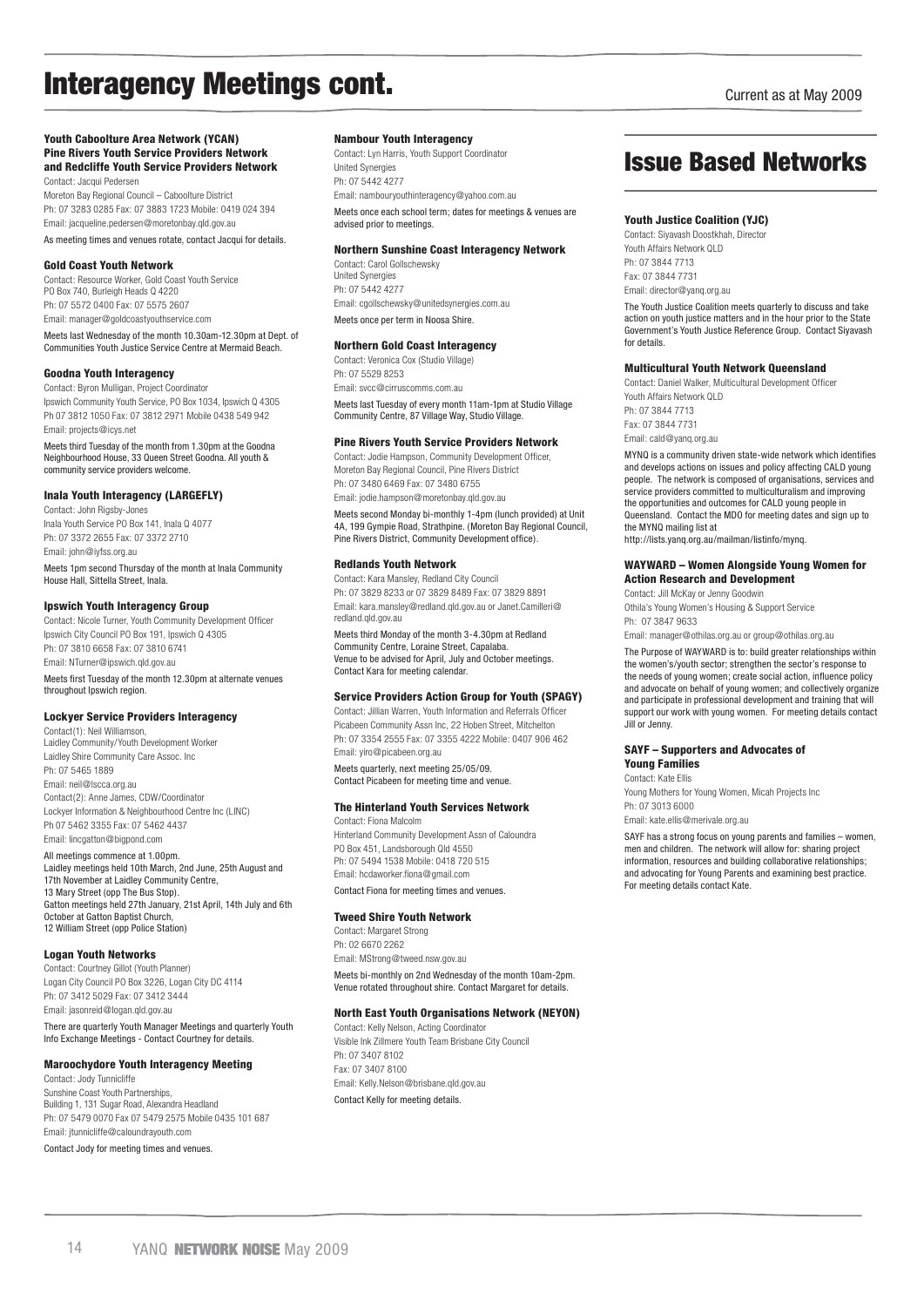# Interagency Meetings cont.

Current as at May 2009

### Youth Caboolture Area Network (YCAN) Pine Rivers Youth Service Providers Network and Redcliffe Youth Service Providers Network

Contact: Jacqui Pedersen
Moreton Bay Regional Council – Caboolture District
Ph: 07 3283 0285 Fax: 07 3883 1723 Mobile: 0419 024 394
Email: jacqueline.pedersen@moretonbay.qld.gov.au

As meeting times and venues rotate, contact Jacqui for details.

### Gold Coast Youth Network

Contact: Resource Worker, Gold Coast Youth Service
PO Box 740, Burleigh Heads Q 4220
Ph: 07 5572 0400 Fax: 07 5575 2607
Email: manager@goldcoastyouthservice.com

Meets last Wednesday of the month 10.30am-12.30pm at Dept. of Communities Youth Justice Service Centre at Mermaid Beach.

### Goodna Youth Interagency

Contact: Byron Mulligan, Project Coordinator
Ipswich Community Youth Service, PO Box 1034, Ipswich Q 4305
Ph 07 3812 1050 Fax: 07 3812 2971 Mobile 0438 549 942
Email: projects@icys.net

Meets third Tuesday of the month from 1.30pm at the Goodna Neighbourhood House, 33 Queen Street Goodna. All youth & community service providers welcome.

### Inala Youth Interagency (LARGEFLY)

Contact: John Rigsby-Jones
Inala Youth Service PO Box 141, Inala Q 4077
Ph: 07 3372 2655 Fax: 07 3372 2710
Email: john@iyfss.org.au

Meets 1pm second Thursday of the month at Inala Community House Hall, Sittella Street, Inala.

### Ipswich Youth Interagency Group

Contact: Nicole Turner, Youth Community Development Officer
Ipswich City Council PO Box 191, Ipswich Q 4305
Ph: 07 3810 6658 Fax: 07 3810 6741
Email: NTurner@ipswich.qld.gov.au

Meets first Tuesday of the month 12.30pm at alternate venues throughout Ipswich region.

### Lockyer Service Providers Interagency

Contact(1): Neil Williamson,
Laidley Community/Youth Development Worker
Laidley Shire Community Care Assoc. Inc
Ph: 07 5465 1889
Email: neil@lscca.org.au
Contact(2): Anne James, CDW/Coordinator
Lockyer Information & Neighbourhood Centre Inc (LINC)
Ph 07 5462 3355 Fax: 07 5462 4437
Email: lincgatton@bigpond.com

All meetings commence at 1.00pm.
Laidley meetings held 10th March, 2nd June, 25th August and 17th November at Laidley Community Centre,
13 Mary Street (opp The Bus Stop).
Gatton meetings held 27th January, 21st April, 14th July and 6th October at Gatton Baptist Church,
12 William Street (opp Police Station)

### Logan Youth Networks

Contact: Courtney Gillot (Youth Planner)
Logan City Council PO Box 3226, Logan City DC 4114
Ph: 07 3412 5029 Fax: 07 3412 3444
Email: jasonreid@logan.qld.gov.au

There are quarterly Youth Manager Meetings and quarterly Youth Info Exchange Meetings - Contact Courtney for details.

### Maroochydore Youth Interagency Meeting

Contact: Jody Tunnicliffe
Sunshine Coast Youth Partnerships,
Building 1, 131 Sugar Road, Alexandra Headland
Ph: 07 5479 0070 Fax 07 5479 2575 Mobile 0435 101 687
Email: jtunnicliffe@caloundrayouth.com

Contact Jody for meeting times and venues.

### Nambour Youth Interagency

Contact: Lyn Harris, Youth Support Coordinator
United Synergies
Ph: 07 5442 4277
Email: nambouryouthinteragency@yahoo.com.au

Meets once each school term; dates for meetings & venues are advised prior to meetings.

### Northern Sunshine Coast Interagency Network

Contact: Carol Gollschewsky
United Synergies
Ph: 07 5442 4277
Email: cgollschewsky@unitedsynergies.com.au

Meets once per term in Noosa Shire.

### Northern Gold Coast Interagency

Contact: Veronica Cox (Studio Village)
Ph: 07 5529 8253
Email: svcc@cirruscomms.com.au

Meets last Tuesday of every month 11am-1pm at Studio Village Community Centre, 87 Village Way, Studio Village.

### Pine Rivers Youth Service Providers Network

Contact: Jodie Hampson, Community Development Officer,
Moreton Bay Regional Council, Pine Rivers District
Ph: 07 3480 6469 Fax: 07 3480 6755
Email: jodie.hampson@moretonbay.qld.gov.au

Meets second Monday bi-monthly 1-4pm (lunch provided) at Unit 4A, 199 Gympie Road, Strathpine. (Moreton Bay Regional Council, Pine Rivers District, Community Development office).

### Redlands Youth Network

Contact: Kara Mansley, Redland City Council
Ph: 07 3829 8233 or 07 3829 8489 Fax: 07 3829 8891
Email: kara.mansley@redland.qld.gov.au or Janet.Camilleri@redland.qld.gov.au

Meets third Monday of the month 3-4.30pm at Redland Community Centre, Loraine Street, Capalaba.
Venue to be advised for April, July and October meetings.
Contact Kara for meeting calendar.

### Service Providers Action Group for Youth (SPAGY)

Contact: Jillian Warren, Youth Information and Referrals Officer
Picabeen Community Assn Inc, 22 Hoben Street, Mitchelton
Ph: 07 3354 2555 Fax: 07 3355 4222 Mobile: 0407 906 462
Email: yiro@picabeen.org.au

Meets quarterly, next meeting 25/05/09.
Contact Picabeen for meeting time and venue.

### The Hinterland Youth Services Network

Contact: Fiona Malcolm
Hinterland Community Development Assn of Caloundra
PO Box 451, Landsborough Qld 4550
Ph: 07 5494 1538 Mobile: 0418 720 515
Email: hcdaworker.fiona@gmail.com

Contact Fiona for meeting times and venues.

### Tweed Shire Youth Network

Contact: Margaret Strong
Ph: 02 6670 2262
Email: MStrong@tweed.nsw.gov.au

Meets bi-monthly on 2nd Wednesday of the month 10am-2pm. Venue rotated throughout shire. Contact Margaret for details.

### North East Youth Organisations Network (NEYON)

Contact: Kelly Nelson, Acting Coordinator
Visible Ink Zillmere Youth Team Brisbane City Council
Ph: 07 3407 8102
Fax: 07 3407 8100
Email: Kelly.Nelson@brisbane.qld.gov.au

Contact Kelly for meeting details.

# Issue Based Networks

### Youth Justice Coalition (YJC)

Contact: Siyavash Doostkhah, Director
Youth Affairs Network QLD
Ph: 07 3844 7713
Fax: 07 3844 7731
Email: director@yanq.org.au

The Youth Justice Coalition meets quarterly to discuss and take action on youth justice matters and in the hour prior to the State Government's Youth Justice Reference Group. Contact Siyavash for details.

### Multicultural Youth Network Queensland

Contact: Daniel Walker, Multicultural Development Officer
Youth Affairs Network QLD
Ph: 07 3844 7713
Fax: 07 3844 7731
Email: cald@yanq.org.au

MYNQ is a community driven state-wide network which identifies and develops actions on issues and policy affecting CALD young people. The network is composed of organisations, services and service providers committed to multiculturalism and improving the opportunities and outcomes for CALD young people in Queensland. Contact the MDO for meeting dates and sign up to the MYNQ mailing list at
http://lists.yanq.org.au/mailman/listinfo/mynq.

### WAYWARD – Women Alongside Young Women for Action Research and Development

Contact: Jill McKay or Jenny Goodwin
Othila's Young Women's Housing & Support Service
Ph: 07 3847 9633
Email: manager@othilas.org.au or group@othilas.org.au

The Purpose of WAYWARD is to: build greater relationships within the women's/youth sector; strengthen the sector's response to the needs of young women; create social action, influence policy and advocate on behalf of young women; and collectively organize and participate in professional development and training that will support our work with young women. For meeting details contact Jill or Jenny.

### SAYF – Supporters and Advocates of Young Families

Contact: Kate Ellis
Young Mothers for Young Women, Micah Projects Inc
Ph: 07 3013 6000
Email: kate.ellis@merivale.org.au

SAYF has a strong focus on young parents and families – women, men and children. The network will allow for: sharing project information, resources and building collaborative relationships; and advocating for Young Parents and examining best practice. For meeting details contact Kate.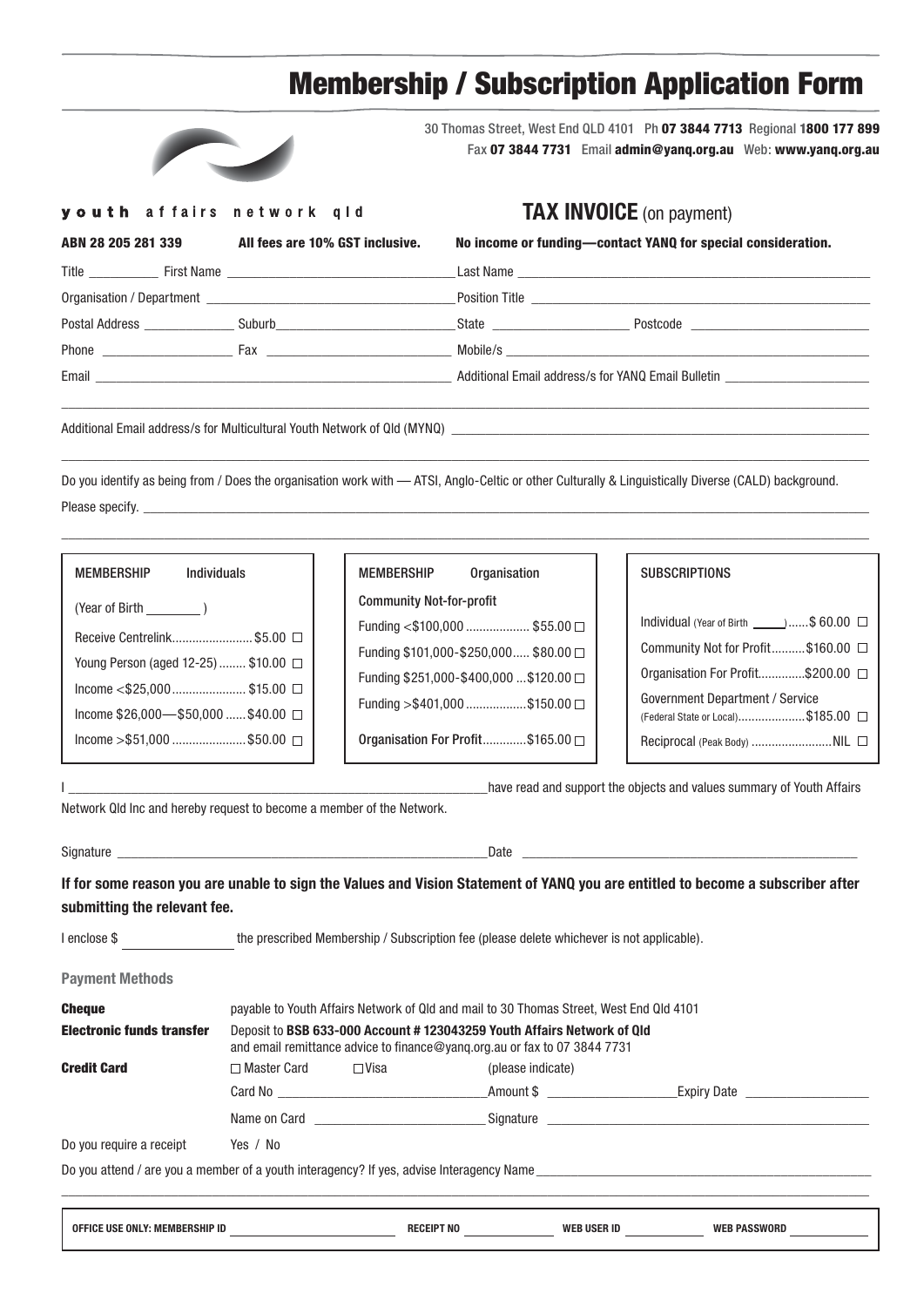# Membership / Subscription Application Form

30 Thomas Street, West End QLD 4101 Ph **07 3844 7713** Regional **1800 177 899**
Fax **07 3844 7731** Email **admin@yanq.org.au** Web: **www.yanq.org.au**

**youth** affairs network qld

## TAX INVOICE (on payment)

**ABN 28 205 281 339** **All fees are 10% GST inclusive.** **No income or funding—contact YANQ for special consideration.**

Title __________ First Name ______________________________ Last Name ______________________________

Organisation / Department ______________________________ Position Title ______________________________

Postal Address ______________ Suburb ______________________ State ______________ Postcode ______________

Phone ______________ Fax ______________ Mobile/s ______________________________

Email ______________________________ Additional Email address/s for YANQ Email Bulletin ______________________

Additional Email address/s for Multicultural Youth Network of Qld (MYNQ) ______________________________

Do you identify as being from / Does the organisation work with — ATSI, Anglo-Celtic or other Culturally & Linguistically Diverse (CALD) background.
Please specify. ______________________________

**MEMBERSHIP Individuals**

(Year of Birth ________ )

- Receive Centrelink........................ $5.00 ☐
- Young Person (aged 12-25) ........ $10.00 ☐
- Income <$25,000...................... $15.00 ☐
- Income $26,000—$50,000 ...... $40.00 ☐
- Income >$51,000 ...................... $50.00 ☐

**MEMBERSHIP Organisation**

Community Not-for-profit

- Funding <$100,000 ................... $55.00 ☐
- Funding $101,000-$250,000..... $80.00 ☐
- Funding $251,000-$400,000 ...$120.00 ☐
- Funding >$401,000 ..................$150.00 ☐

Organisation For Profit.............$165.00 ☐

**SUBSCRIPTIONS**

- Individual (Year of Birth _____)......$ 60.00 ☐
- Community Not for Profit..........$160.00 ☐
- Organisation For Profit.............$200.00 ☐
- Government Department / Service (Federal State or Local)....................$185.00 ☐
- Reciprocal (Peak Body) ........................NIL ☐

I ______________________________ have read and support the objects and values summary of Youth Affairs Network Qld Inc and hereby request to become a member of the Network.

Signature ______________________________ Date ______________________________

**If for some reason you are unable to sign the Values and Vision Statement of YANQ you are entitled to become a subscriber after submitting the relevant fee.**

I enclose $ ______________ the prescribed Membership / Subscription fee (please delete whichever is not applicable).

**Payment Methods**

**Cheque** payable to Youth Affairs Network of Qld and mail to 30 Thomas Street, West End Qld 4101

**Electronic funds transfer** Deposit to **BSB 633-000 Account # 123043259 Youth Affairs Network of Qld** and email remittance advice to finance@yanq.org.au or fax to 07 3844 7731

**Credit Card** ☐ Master Card ☐ Visa (please indicate)

Card No ______________________ Amount $ ______________ Expiry Date ______________

Name on Card ______________________ Signature ______________________

Do you require a receipt Yes / No

Do you attend / are you a member of a youth interagency? If yes, advise Interagency Name ______________________________

OFFICE USE ONLY: MEMBERSHIP ID ______________ RECEIPT NO ______________ WEB USER ID ______________ WEB PASSWORD ______________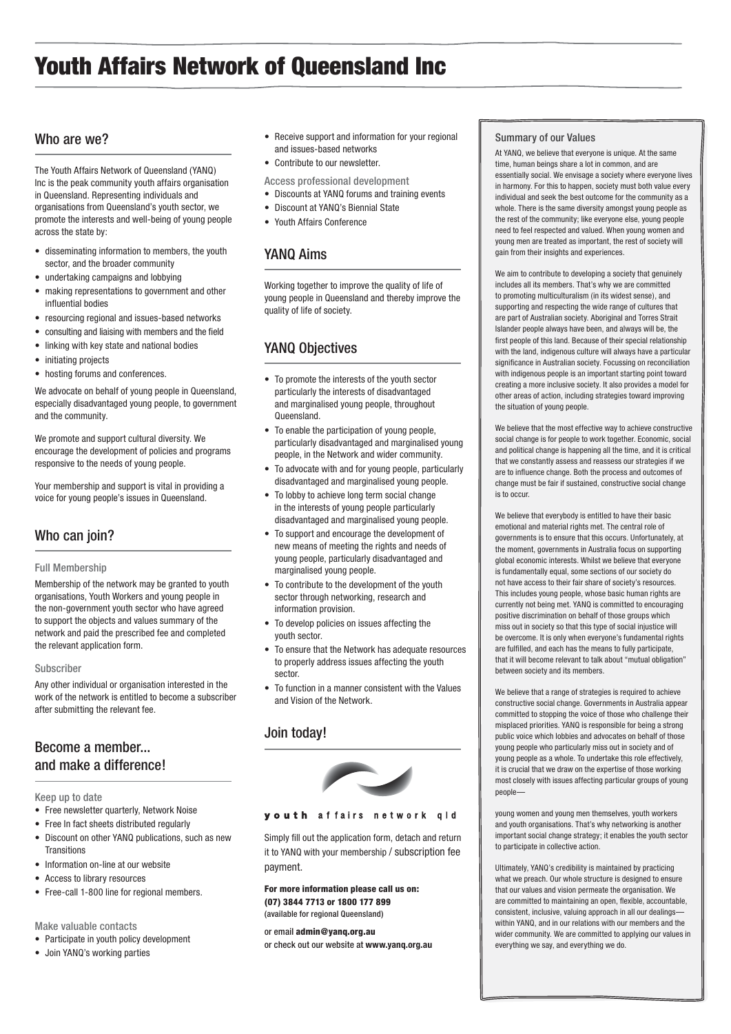# Youth Affairs Network of Queensland Inc

## Who are we?

The Youth Affairs Network of Queensland (YANQ) Inc is the peak community youth affairs organisation in Queensland. Representing individuals and organisations from Queensland's youth sector, we promote the interests and well-being of young people across the state by:

- disseminating information to members, the youth sector, and the broader community
- undertaking campaigns and lobbying
- making representations to government and other influential bodies
- resourcing regional and issues-based networks
- consulting and liaising with members and the field
- linking with key state and national bodies
- initiating projects
- hosting forums and conferences.

We advocate on behalf of young people in Queensland, especially disadvantaged young people, to government and the community.

We promote and support cultural diversity. We encourage the development of policies and programs responsive to the needs of young people.

Your membership and support is vital in providing a voice for young people's issues in Queensland.

## Who can join?

### Full Membership

Membership of the network may be granted to youth organisations, Youth Workers and young people in the non-government youth sector who have agreed to support the objects and values summary of the network and paid the prescribed fee and completed the relevant application form.

### Subscriber

Any other individual or organisation interested in the work of the network is entitled to become a subscriber after submitting the relevant fee.

## Become a member... and make a difference!

### Keep up to date

- Free newsletter quarterly, Network Noise
- Free In fact sheets distributed regularly
- Discount on other YANQ publications, such as new Transitions
- Information on-line at our website
- Access to library resources
- Free-call 1-800 line for regional members.

### Make valuable contacts

- Participate in youth policy development
- Join YANQ's working parties
- Receive support and information for your regional and issues-based networks
- Contribute to our newsletter.

### Access professional development

- Discounts at YANQ forums and training events
- Discount at YANQ's Biennial State
- Youth Affairs Conference

## YANQ Aims

Working together to improve the quality of life of young people in Queensland and thereby improve the quality of life of society.

## YANQ Objectives

- To promote the interests of the youth sector particularly the interests of disadvantaged and marginalised young people, throughout Queensland.
- To enable the participation of young people, particularly disadvantaged and marginalised young people, in the Network and wider community.
- To advocate with and for young people, particularly disadvantaged and marginalised young people.
- To lobby to achieve long term social change in the interests of young people particularly disadvantaged and marginalised young people.
- To support and encourage the development of new means of meeting the rights and needs of young people, particularly disadvantaged and marginalised young people.
- To contribute to the development of the youth sector through networking, research and information provision.
- To develop policies on issues affecting the youth sector.
- To ensure that the Network has adequate resources to properly address issues affecting the youth sector.
- To function in a manner consistent with the Values and Vision of the Network.

## Join today!

youth affairs network qld

Simply fill out the application form, detach and return it to YANQ with your membership / subscription fee payment.

**For more information please call us on: (07) 3844 7713 or 1800 177 899**
**(available for regional Queensland)**

or email **admin@yanq.org.au**
or check out our website at **www.yanq.org.au**

### Summary of our Values

At YANQ, we believe that everyone is unique. At the same time, human beings share a lot in common, and are essentially social. We envisage a society where everyone lives in harmony. For this to happen, society must both value every individual and seek the best outcome for the community as a whole. There is the same diversity amongst young people as the rest of the community; like everyone else, young people need to feel respected and valued. When young women and young men are treated as important, the rest of society will gain from their insights and experiences.

We aim to contribute to developing a society that genuinely includes all its members. That's why we are committed to promoting multiculturalism (in its widest sense), and supporting and respecting the wide range of cultures that are part of Australian society. Aboriginal and Torres Strait Islander people always have been, and always will be, the first people of this land. Because of their special relationship with the land, indigenous culture will always have a particular significance in Australian society. Focussing on reconciliation with indigenous people is an important starting point toward creating a more inclusive society. It also provides a model for other areas of action, including strategies toward improving the situation of young people.

We believe that the most effective way to achieve constructive social change is for people to work together. Economic, social and political change is happening all the time, and it is critical that we constantly assess and reassess our strategies if we are to influence change. Both the process and outcomes of change must be fair if sustained, constructive social change is to occur.

We believe that everybody is entitled to have their basic emotional and material rights met. The central role of governments is to ensure that this occurs. Unfortunately, at the moment, governments in Australia focus on supporting global economic interests. Whilst we believe that everyone is fundamentally equal, some sections of our society do not have access to their fair share of society's resources. This includes young people, whose basic human rights are currently not being met. YANQ is committed to encouraging positive discrimination on behalf of those groups which miss out in society so that this type of social injustice will be overcome. It is only when everyone's fundamental rights are fulfilled, and each has the means to fully participate, that it will become relevant to talk about "mutual obligation" between society and its members.

We believe that a range of strategies is required to achieve constructive social change. Governments in Australia appear committed to stopping the voice of those who challenge their misplaced priorities. YANQ is responsible for being a strong public voice which lobbies and advocates on behalf of those young people who particularly miss out in society and of young people as a whole. To undertake this role effectively, it is crucial that we draw on the expertise of those working most closely with issues affecting particular groups of young people—young women and young men themselves, youth workers and youth organisations. That's why networking is another important social change strategy; it enables the youth sector to participate in collective action.

Ultimately, YANQ's credibility is maintained by practicing what we preach. Our whole structure is designed to ensure that our values and vision permeate the organisation. We are committed to maintaining an open, flexible, accountable, consistent, inclusive, valuing approach in all our dealings—within YANQ, and in our relations with our members and the wider community. We are committed to applying our values in everything we say, and everything we do.